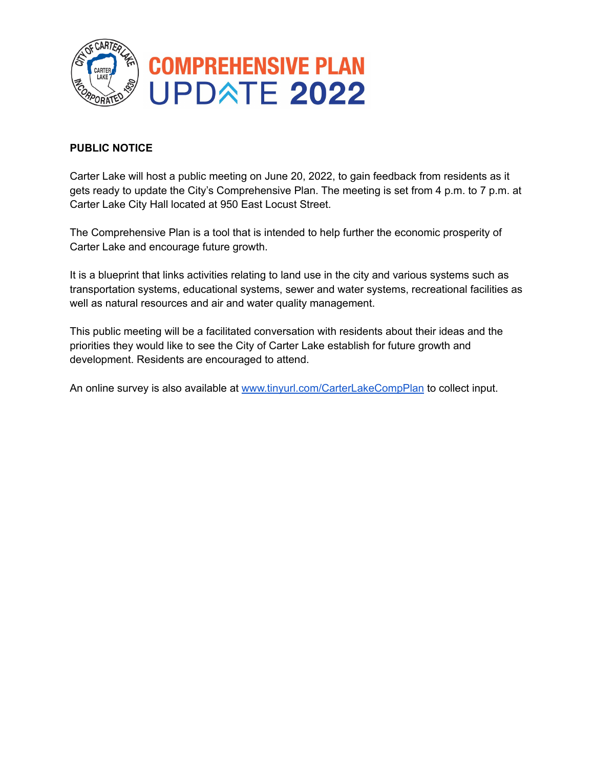# COMPREHENSIVE PLAN UPDATE 2022

**PUBLIC NOTICE**

Carter Lake will host a public meeting on June 20, 2022, to gain feedback from residents as it gets ready to update the City's Comprehensive Plan. The meeting is set from 4 p.m. to 7 p.m. at Carter Lake City Hall located at 950 East Locust Street.

The Comprehensive Plan is a tool that is intended to help further the economic prosperity of Carter Lake and encourage future growth.

It is a blueprint that links activities relating to land use in the city and various systems such as transportation systems, educational systems, sewer and water systems, recreational facilities as well as natural resources and air and water quality management.

This public meeting will be a facilitated conversation with residents about their ideas and the priorities they would like to see the City of Carter Lake establish for future growth and development. Residents are encouraged to attend.

An online survey is also available at [www.tinyurl.com/CarterLakeCompPlan](http://www.tinyurl.com/CarterLakeCompPlan) to collect input.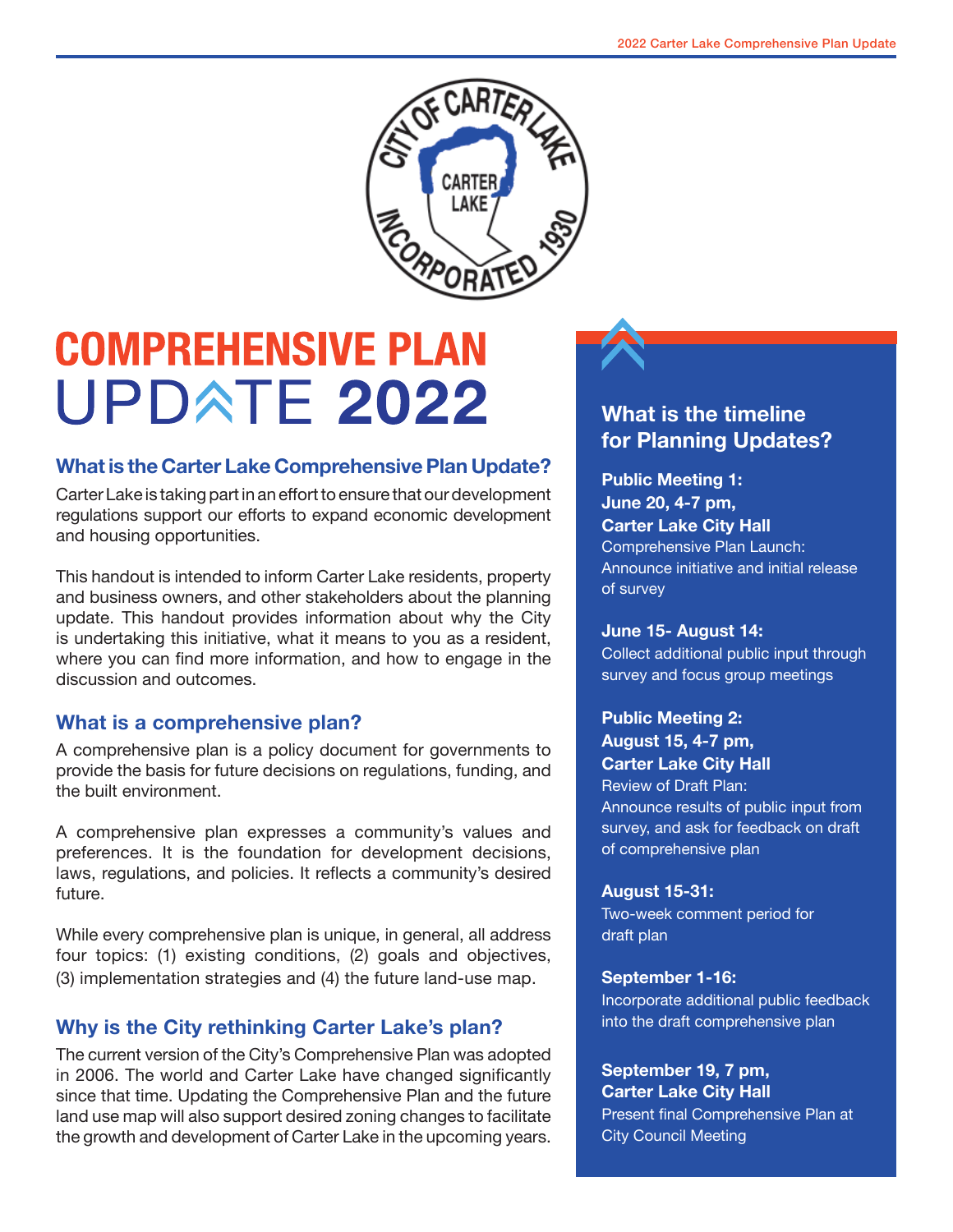# COMPREHENSIVE PLAN UPDATE 2022

## What is the Carter Lake Comprehensive Plan Update?

Carter Lake is taking part in an effort to ensure that our development regulations support our efforts to expand economic development and housing opportunities.

This handout is intended to inform Carter Lake residents, property and business owners, and other stakeholders about the planning update. This handout provides information about why the City is undertaking this initiative, what it means to you as a resident, where you can find more information, and how to engage in the discussion and outcomes.

## What is a comprehensive plan?

A comprehensive plan is a policy document for governments to provide the basis for future decisions on regulations, funding, and the built environment.

A comprehensive plan expresses a community's values and preferences. It is the foundation for development decisions, laws, regulations, and policies. It reflects a community's desired future.

While every comprehensive plan is unique, in general, all address four topics: (1) existing conditions, (2) goals and objectives, (3) implementation strategies and (4) the future land-use map.

## Why is the City rethinking Carter Lake's plan?

The current version of the City's Comprehensive Plan was adopted in 2006. The world and Carter Lake have changed significantly since that time. Updating the Comprehensive Plan and the future land use map will also support desired zoning changes to facilitate the growth and development of Carter Lake in the upcoming years.

## What is the timeline for Planning Updates?

**Public Meeting 1:
June 20, 4-7 pm,
Carter Lake City Hall**
Comprehensive Plan Launch: Announce initiative and initial release of survey

**June 15- August 14:**
Collect additional public input through survey and focus group meetings

**Public Meeting 2:
August 15, 4-7 pm,
Carter Lake City Hall**
Review of Draft Plan:
Announce results of public input from survey, and ask for feedback on draft of comprehensive plan

**August 15-31:**
Two-week comment period for draft plan

**September 1-16:**
Incorporate additional public feedback into the draft comprehensive plan

**September 19, 7 pm,
Carter Lake City Hall**
Present final Comprehensive Plan at City Council Meeting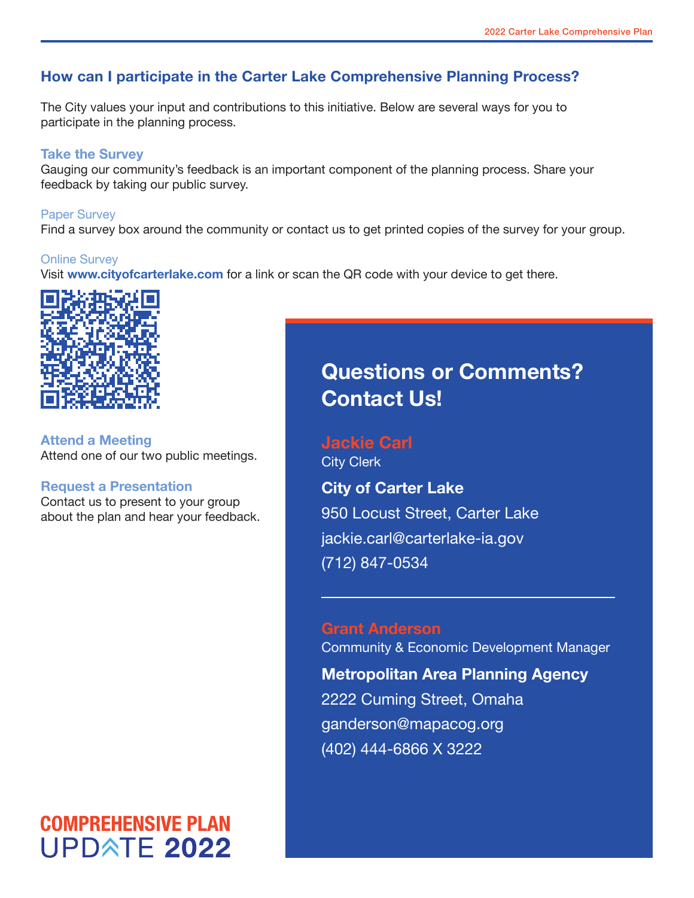## How can I participate in the Carter Lake Comprehensive Planning Process?

The City values your input and contributions to this initiative. Below are several ways for you to participate in the planning process.

### Take the Survey

Gauging our community's feedback is an important component of the planning process. Share your feedback by taking our public survey.

#### Paper Survey

Find a survey box around the community or contact us to get printed copies of the survey for your group.

#### Online Survey

Visit **www.cityofcarterlake.com** for a link or scan the QR code with your device to get there.

### Attend a Meeting

Attend one of our two public meetings.

### Request a Presentation

Contact us to present to your group about the plan and hear your feedback.

## Questions or Comments? Contact Us!

**Jackie Carl**
City Clerk

**City of Carter Lake**
950 Locust Street, Carter Lake
jackie.carl@carterlake-ia.gov
(712) 847-0534

---

**Grant Anderson**
Community & Economic Development Manager

**Metropolitan Area Planning Agency**
2222 Cuming Street, Omaha
ganderson@mapacog.org
(402) 444-6866 X 3222

COMPREHENSIVE PLAN
UPDATE 2022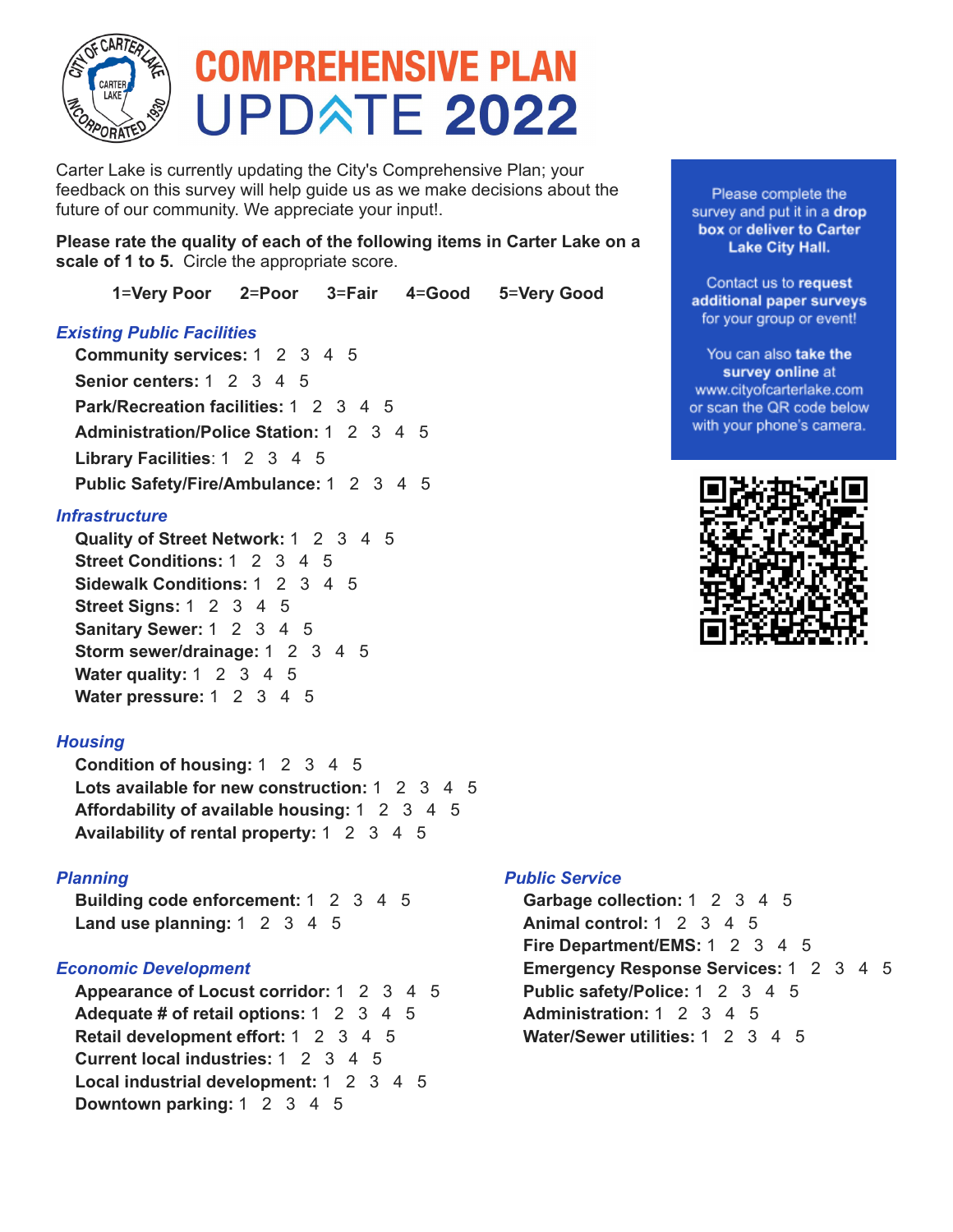# COMPREHENSIVE PLAN UPDATE 2022

Carter Lake is currently updating the City's Comprehensive Plan; your feedback on this survey will help guide us as we make decisions about the future of our community. We appreciate your input!.

**Please rate the quality of each of the following items in Carter Lake on a scale of 1 to 5.** Circle the appropriate score.

**1=Very Poor 2=Poor 3=Fair 4=Good 5=Very Good**

### *Existing Public Facilities*

- **Community services:** 1 2 3 4 5
- **Senior centers:** 1 2 3 4 5
- **Park/Recreation facilities:** 1 2 3 4 5
- **Administration/Police Station:** 1 2 3 4 5
- **Library Facilities**: 1 2 3 4 5
- **Public Safety/Fire/Ambulance:** 1 2 3 4 5

### *Infrastructure*

- **Quality of Street Network:** 1 2 3 4 5
- **Street Conditions:** 1 2 3 4 5
- **Sidewalk Conditions:** 1 2 3 4 5
- **Street Signs:** 1 2 3 4 5
- **Sanitary Sewer:** 1 2 3 4 5
- **Storm sewer/drainage:** 1 2 3 4 5
- **Water quality:** 1 2 3 4 5
- **Water pressure:** 1 2 3 4 5

### *Housing*

- **Condition of housing:** 1 2 3 4 5
- **Lots available for new construction:** 1 2 3 4 5
- **Affordability of available housing:** 1 2 3 4 5
- **Availability of rental property:** 1 2 3 4 5

### *Planning*

- **Building code enforcement:** 1 2 3 4 5
- **Land use planning:** 1 2 3 4 5

### *Economic Development*

- **Appearance of Locust corridor:** 1 2 3 4 5
- **Adequate # of retail options:** 1 2 3 4 5
- **Retail development effort:** 1 2 3 4 5
- **Current local industries:** 1 2 3 4 5
- **Local industrial development:** 1 2 3 4 5
- **Downtown parking:** 1 2 3 4 5

### *Public Service*

- **Garbage collection:** 1 2 3 4 5
- **Animal control:** 1 2 3 4 5
- **Fire Department/EMS:** 1 2 3 4 5
- **Emergency Response Services:** 1 2 3 4 5
- **Public safety/Police:** 1 2 3 4 5
- **Administration:** 1 2 3 4 5
- **Water/Sewer utilities:** 1 2 3 4 5

Please complete the survey and put it in a **drop box** or **deliver to Carter Lake City Hall.**

Contact us to **request additional paper surveys** for your group or event!

You can also **take the survey online** at www.cityofcarterlake.com or scan the QR code below with your phone's camera.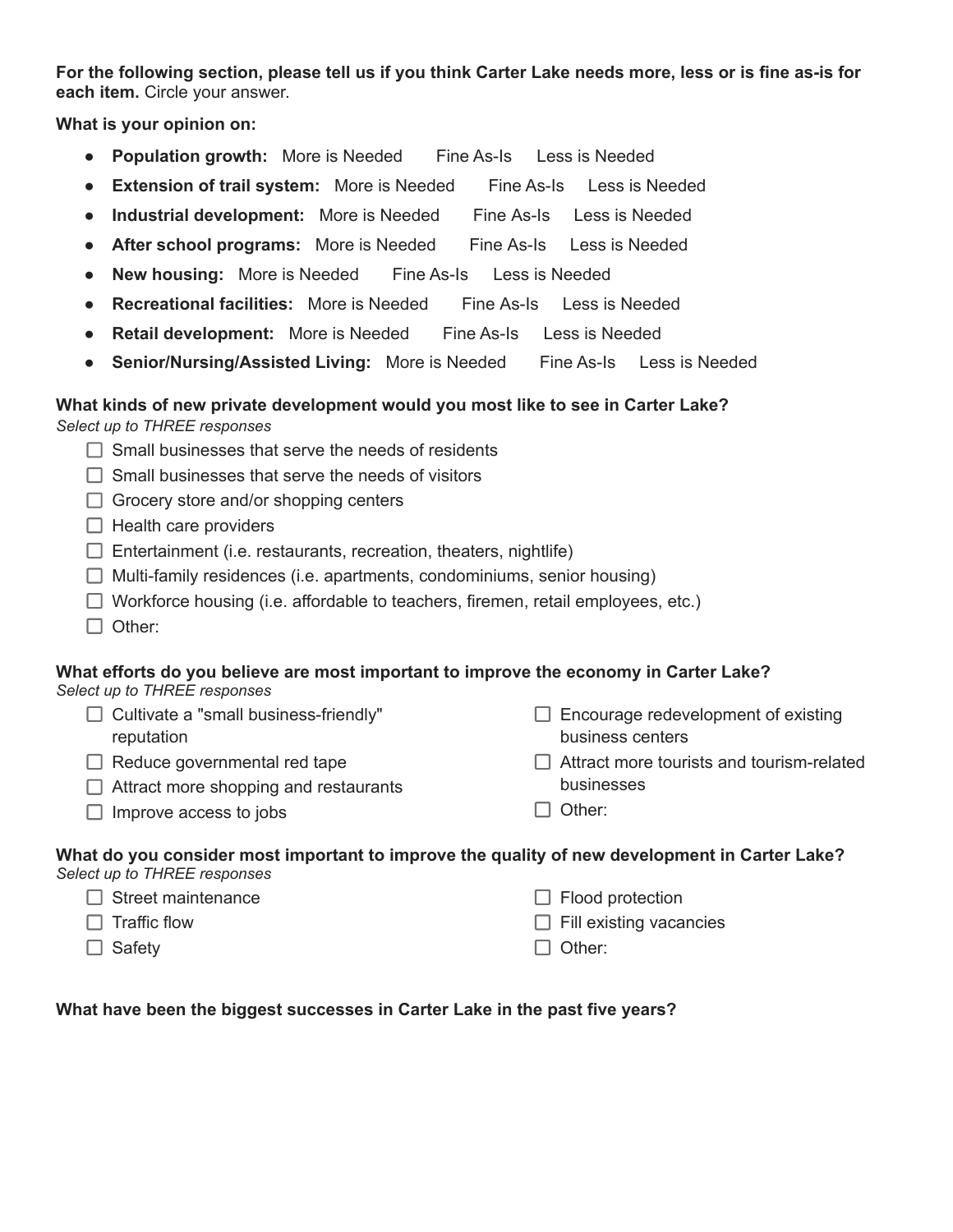**For the following section, please tell us if you think Carter Lake needs more, less or is fine as-is for each item.** Circle your answer.

**What is your opinion on:**

- **Population growth:** More is Needed Fine As-Is Less is Needed
- **Extension of trail system:** More is Needed Fine As-Is Less is Needed
- **Industrial development:** More is Needed Fine As-Is Less is Needed
- **After school programs:** More is Needed Fine As-Is Less is Needed
- **New housing:** More is Needed Fine As-Is Less is Needed
- **Recreational facilities:** More is Needed Fine As-Is Less is Needed
- **Retail development:** More is Needed Fine As-Is Less is Needed
- **Senior/Nursing/Assisted Living:** More is Needed Fine As-Is Less is Needed

**What kinds of new private development would you most like to see in Carter Lake?**
*Select up to THREE responses*

- ☐ Small businesses that serve the needs of residents
- ☐ Small businesses that serve the needs of visitors
- ☐ Grocery store and/or shopping centers
- ☐ Health care providers
- ☐ Entertainment (i.e. restaurants, recreation, theaters, nightlife)
- ☐ Multi-family residences (i.e. apartments, condominiums, senior housing)
- ☐ Workforce housing (i.e. affordable to teachers, firemen, retail employees, etc.)
- ☐ Other:

**What efforts do you believe are most important to improve the economy in Carter Lake?**
*Select up to THREE responses*

- ☐ Cultivate a "small business-friendly" reputation
- ☐ Reduce governmental red tape
- ☐ Attract more shopping and restaurants
- ☐ Improve access to jobs
- ☐ Encourage redevelopment of existing business centers
- ☐ Attract more tourists and tourism-related businesses
- ☐ Other:

**What do you consider most important to improve the quality of new development in Carter Lake?**
*Select up to THREE responses*

- ☐ Street maintenance
- ☐ Traffic flow
- ☐ Safety
- ☐ Flood protection
- ☐ Fill existing vacancies
- ☐ Other:

**What have been the biggest successes in Carter Lake in the past five years?**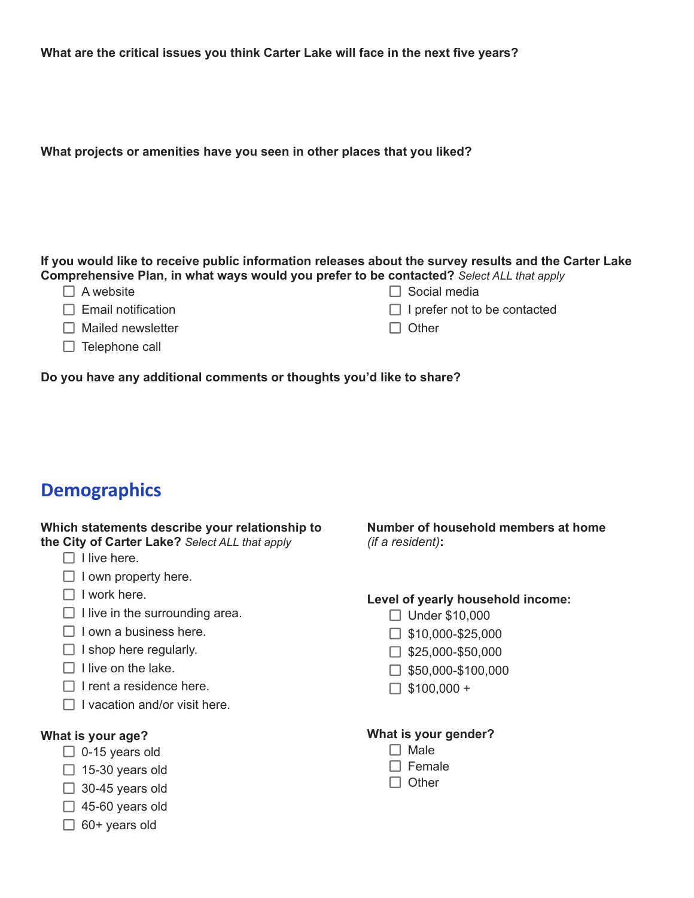**What are the critical issues you think Carter Lake will face in the next five years?**

**What projects or amenities have you seen in other places that you liked?**

**If you would like to receive public information releases about the survey results and the Carter Lake Comprehensive Plan, in what ways would you prefer to be contacted?** *Select ALL that apply*

- ☐ A website
- ☐ Email notification
- ☐ Mailed newsletter
- ☐ Telephone call
- ☐ Social media
- ☐ I prefer not to be contacted
- ☐ Other

**Do you have any additional comments or thoughts you'd like to share?**

## Demographics

**Which statements describe your relationship to the City of Carter Lake?** *Select ALL that apply*

- ☐ I live here.
- ☐ I own property here.
- ☐ I work here.
- ☐ I live in the surrounding area.
- ☐ I own a business here.
- ☐ I shop here regularly.
- ☐ I live on the lake.
- ☐ I rent a residence here.
- ☐ I vacation and/or visit here.

**What is your age?**

- ☐ 0-15 years old
- ☐ 15-30 years old
- ☐ 30-45 years old
- ☐ 45-60 years old
- ☐ 60+ years old

**Number of household members at home** *(if a resident)***:**

**Level of yearly household income:**

- ☐ Under $10,000
- ☐ $10,000-$25,000
- ☐ $25,000-$50,000
- ☐ $50,000-$100,000
- ☐ $100,000 +

**What is your gender?**

- ☐ Male
- ☐ Female
- ☐ Other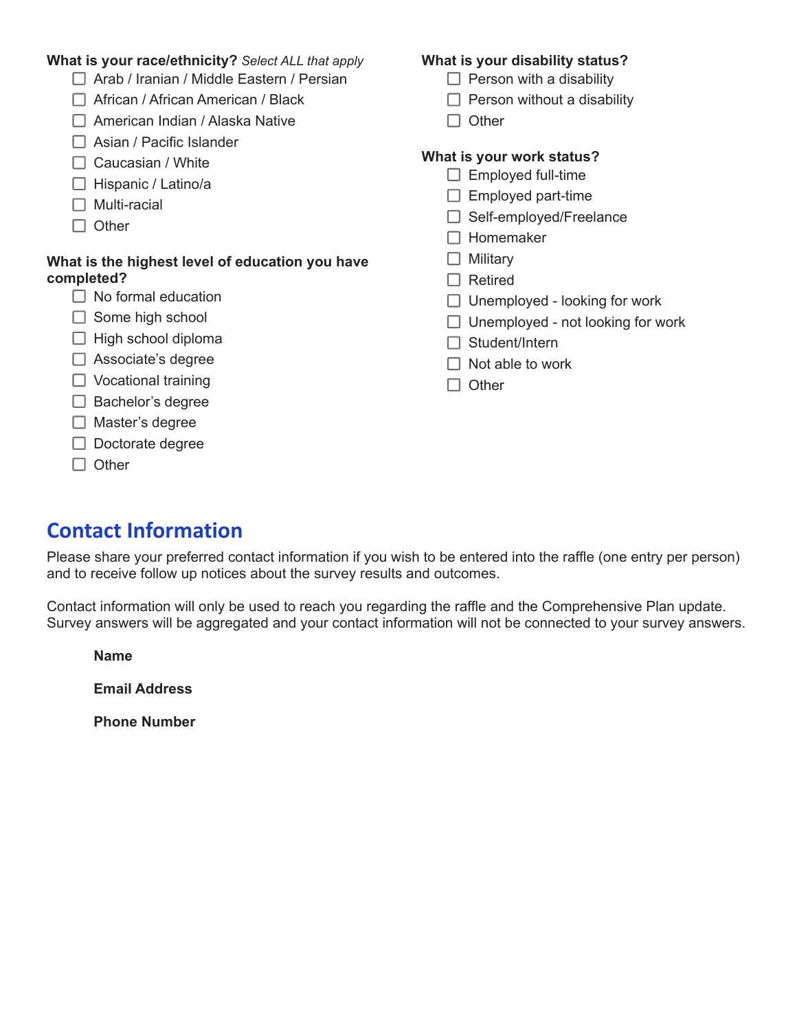**What is your race/ethnicity?** *Select ALL that apply*

- ☐ Arab / Iranian / Middle Eastern / Persian
- ☐ African / African American / Black
- ☐ American Indian / Alaska Native
- ☐ Asian / Pacific Islander
- ☐ Caucasian / White
- ☐ Hispanic / Latino/a
- ☐ Multi-racial
- ☐ Other

**What is the highest level of education you have completed?**

- ☐ No formal education
- ☐ Some high school
- ☐ High school diploma
- ☐ Associate's degree
- ☐ Vocational training
- ☐ Bachelor's degree
- ☐ Master's degree
- ☐ Doctorate degree
- ☐ Other

**What is your disability status?**

- ☐ Person with a disability
- ☐ Person without a disability
- ☐ Other

**What is your work status?**

- ☐ Employed full-time
- ☐ Employed part-time
- ☐ Self-employed/Freelance
- ☐ Homemaker
- ☐ Military
- ☐ Retired
- ☐ Unemployed - looking for work
- ☐ Unemployed - not looking for work
- ☐ Student/Intern
- ☐ Not able to work
- ☐ Other

## Contact Information

Please share your preferred contact information if you wish to be entered into the raffle (one entry per person) and to receive follow up notices about the survey results and outcomes.

Contact information will only be used to reach you regarding the raffle and the Comprehensive Plan update. Survey answers will be aggregated and your contact information will not be connected to your survey answers.

**Name**

**Email Address**

**Phone Number**